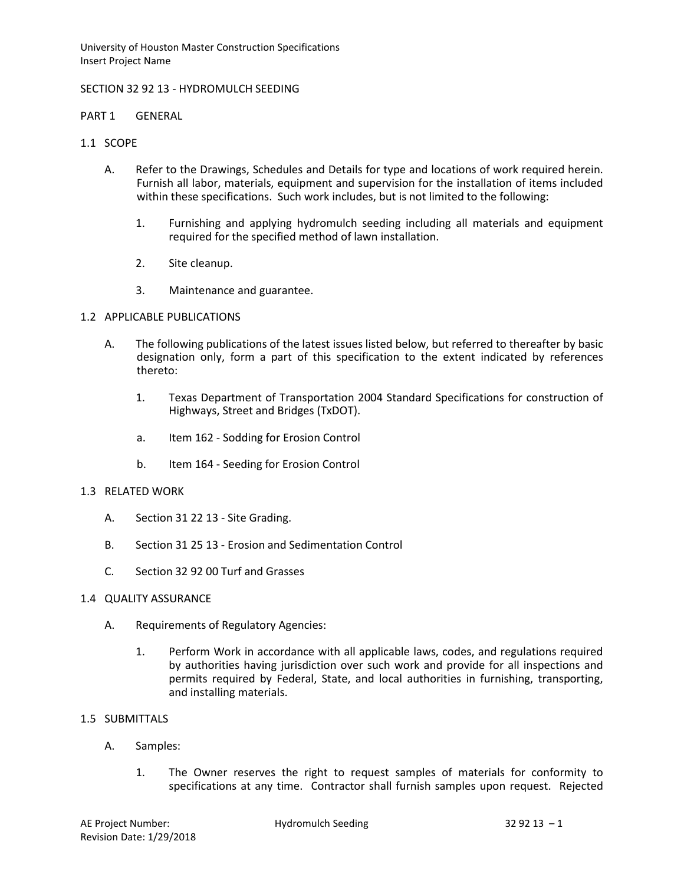# SECTION 32 92 13 - HYDROMULCH SEEDING

## PART 1 GENERAL

### 1.1 SCOPE

A. Refer to the Drawings, Schedules and Details for type and locations of work required herein. Furnish all labor, materials, equipment and supervision for the installation of items included within these specifications. Such work includes, but is not limited to the following:

1. Furnishing and applying hydromulch seeding including all materials and equipment required for the specified method of lawn installation.
2. Site cleanup.
3. Maintenance and guarantee.

### 1.2 APPLICABLE PUBLICATIONS

A. The following publications of the latest issues listed below, but referred to thereafter by basic designation only, form a part of this specification to the extent indicated by references thereto:

1. Texas Department of Transportation 2004 Standard Specifications for construction of Highways, Street and Bridges (TxDOT).
   a. Item 162 - Sodding for Erosion Control
   b. Item 164 - Seeding for Erosion Control

### 1.3 RELATED WORK

A. Section 31 22 13 - Site Grading.

B. Section 31 25 13 - Erosion and Sedimentation Control

C. Section 32 92 00 Turf and Grasses

### 1.4 QUALITY ASSURANCE

A. Requirements of Regulatory Agencies:

1. Perform Work in accordance with all applicable laws, codes, and regulations required by authorities having jurisdiction over such work and provide for all inspections and permits required by Federal, State, and local authorities in furnishing, transporting, and installing materials.

### 1.5 SUBMITTALS

A. Samples:

1. The Owner reserves the right to request samples of materials for conformity to specifications at any time. Contractor shall furnish samples upon request. Rejected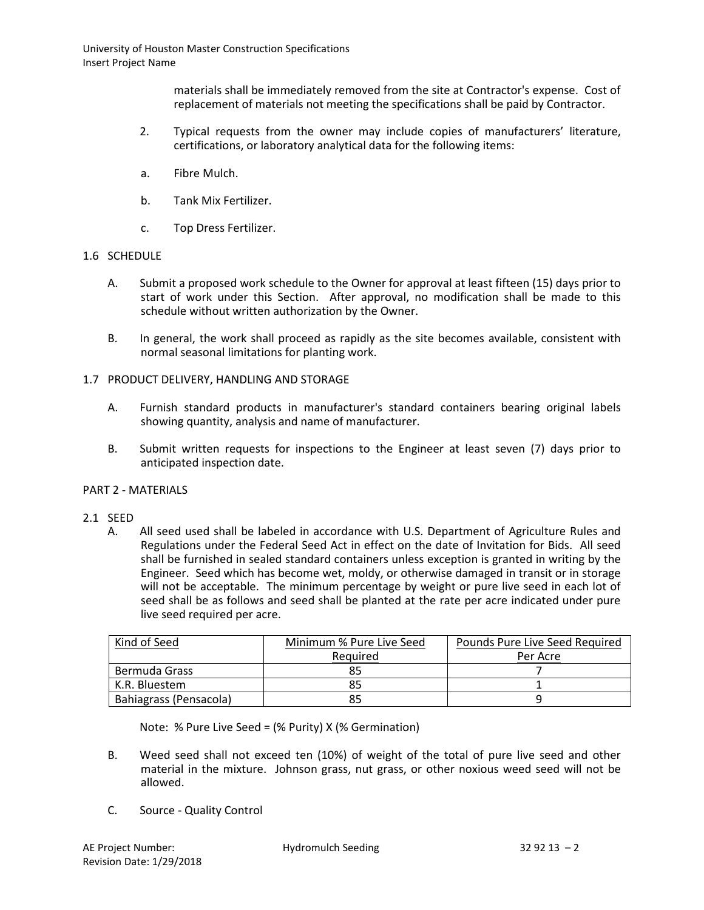materials shall be immediately removed from the site at Contractor's expense. Cost of replacement of materials not meeting the specifications shall be paid by Contractor.

2. Typical requests from the owner may include copies of manufacturers' literature, certifications, or laboratory analytical data for the following items:

a. Fibre Mulch.

b. Tank Mix Fertilizer.

c. Top Dress Fertilizer.

## 1.6 SCHEDULE

A. Submit a proposed work schedule to the Owner for approval at least fifteen (15) days prior to start of work under this Section. After approval, no modification shall be made to this schedule without written authorization by the Owner.

B. In general, the work shall proceed as rapidly as the site becomes available, consistent with normal seasonal limitations for planting work.

## 1.7 PRODUCT DELIVERY, HANDLING AND STORAGE

A. Furnish standard products in manufacturer's standard containers bearing original labels showing quantity, analysis and name of manufacturer.

B. Submit written requests for inspections to the Engineer at least seven (7) days prior to anticipated inspection date.

# PART 2 - MATERIALS

## 2.1 SEED

A. All seed used shall be labeled in accordance with U.S. Department of Agriculture Rules and Regulations under the Federal Seed Act in effect on the date of Invitation for Bids. All seed shall be furnished in sealed standard containers unless exception is granted in writing by the Engineer. Seed which has become wet, moldy, or otherwise damaged in transit or in storage will not be acceptable. The minimum percentage by weight or pure live seed in each lot of seed shall be as follows and seed shall be planted at the rate per acre indicated under pure live seed required per acre.

| Kind of Seed | Minimum % Pure Live Seed Required | Pounds Pure Live Seed Required Per Acre |
|---|---|---|
| Bermuda Grass | 85 | 7 |
| K.R. Bluestem | 85 | 1 |
| Bahiagrass (Pensacola) | 85 | 9 |

Note: % Pure Live Seed = (% Purity) X (% Germination)

B. Weed seed shall not exceed ten (10%) of weight of the total of pure live seed and other material in the mixture. Johnson grass, nut grass, or other noxious weed seed will not be allowed.

C. Source - Quality Control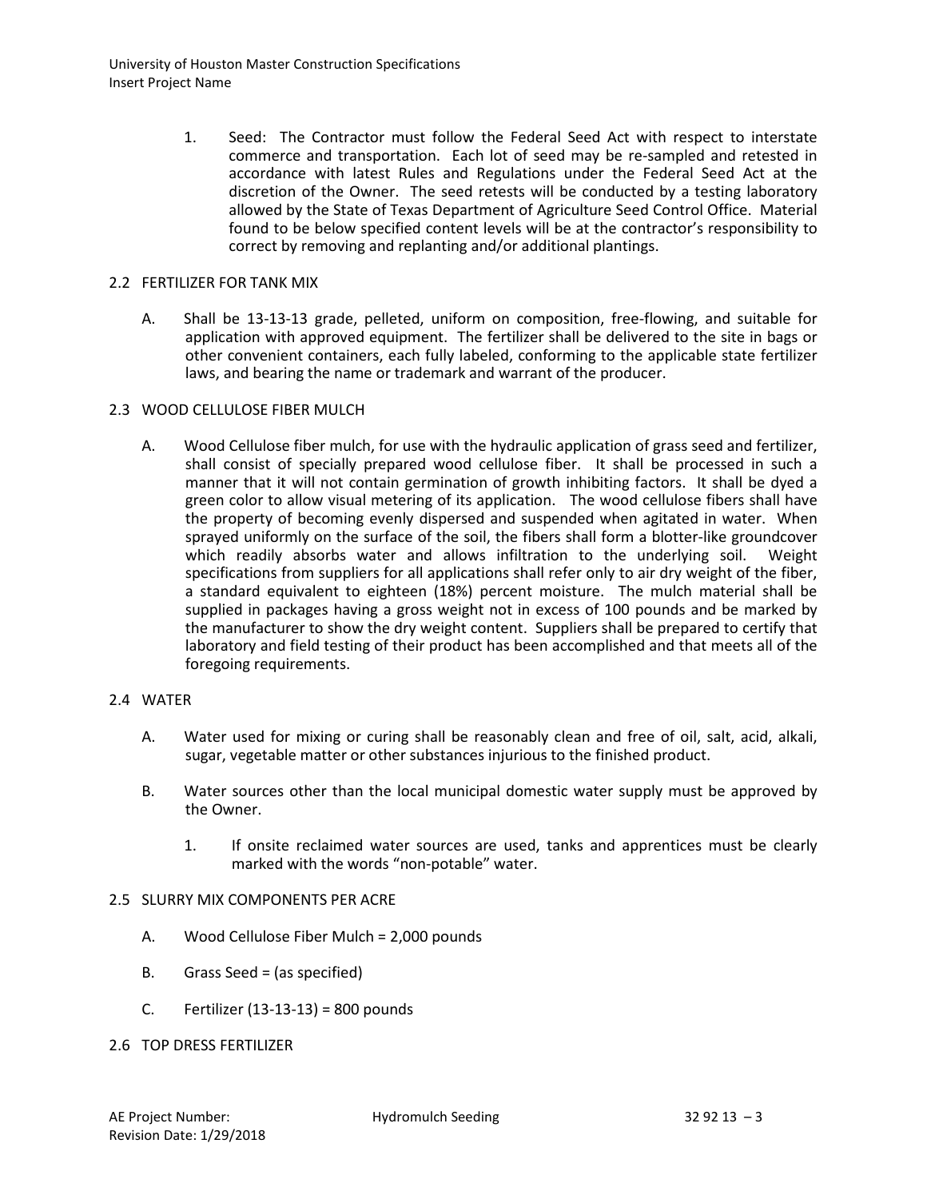1. Seed: The Contractor must follow the Federal Seed Act with respect to interstate commerce and transportation. Each lot of seed may be re-sampled and retested in accordance with latest Rules and Regulations under the Federal Seed Act at the discretion of the Owner. The seed retests will be conducted by a testing laboratory allowed by the State of Texas Department of Agriculture Seed Control Office. Material found to be below specified content levels will be at the contractor's responsibility to correct by removing and replanting and/or additional plantings.

## 2.2 FERTILIZER FOR TANK MIX

A. Shall be 13-13-13 grade, pelleted, uniform on composition, free-flowing, and suitable for application with approved equipment. The fertilizer shall be delivered to the site in bags or other convenient containers, each fully labeled, conforming to the applicable state fertilizer laws, and bearing the name or trademark and warrant of the producer.

## 2.3 WOOD CELLULOSE FIBER MULCH

A. Wood Cellulose fiber mulch, for use with the hydraulic application of grass seed and fertilizer, shall consist of specially prepared wood cellulose fiber. It shall be processed in such a manner that it will not contain germination of growth inhibiting factors. It shall be dyed a green color to allow visual metering of its application. The wood cellulose fibers shall have the property of becoming evenly dispersed and suspended when agitated in water. When sprayed uniformly on the surface of the soil, the fibers shall form a blotter-like groundcover which readily absorbs water and allows infiltration to the underlying soil. Weight specifications from suppliers for all applications shall refer only to air dry weight of the fiber, a standard equivalent to eighteen (18%) percent moisture. The mulch material shall be supplied in packages having a gross weight not in excess of 100 pounds and be marked by the manufacturer to show the dry weight content. Suppliers shall be prepared to certify that laboratory and field testing of their product has been accomplished and that meets all of the foregoing requirements.

## 2.4 WATER

A. Water used for mixing or curing shall be reasonably clean and free of oil, salt, acid, alkali, sugar, vegetable matter or other substances injurious to the finished product.

B. Water sources other than the local municipal domestic water supply must be approved by the Owner.

   1. If onsite reclaimed water sources are used, tanks and apprentices must be clearly marked with the words "non-potable" water.

## 2.5 SLURRY MIX COMPONENTS PER ACRE

A. Wood Cellulose Fiber Mulch = 2,000 pounds

B. Grass Seed = (as specified)

C. Fertilizer (13-13-13) = 800 pounds

## 2.6 TOP DRESS FERTILIZER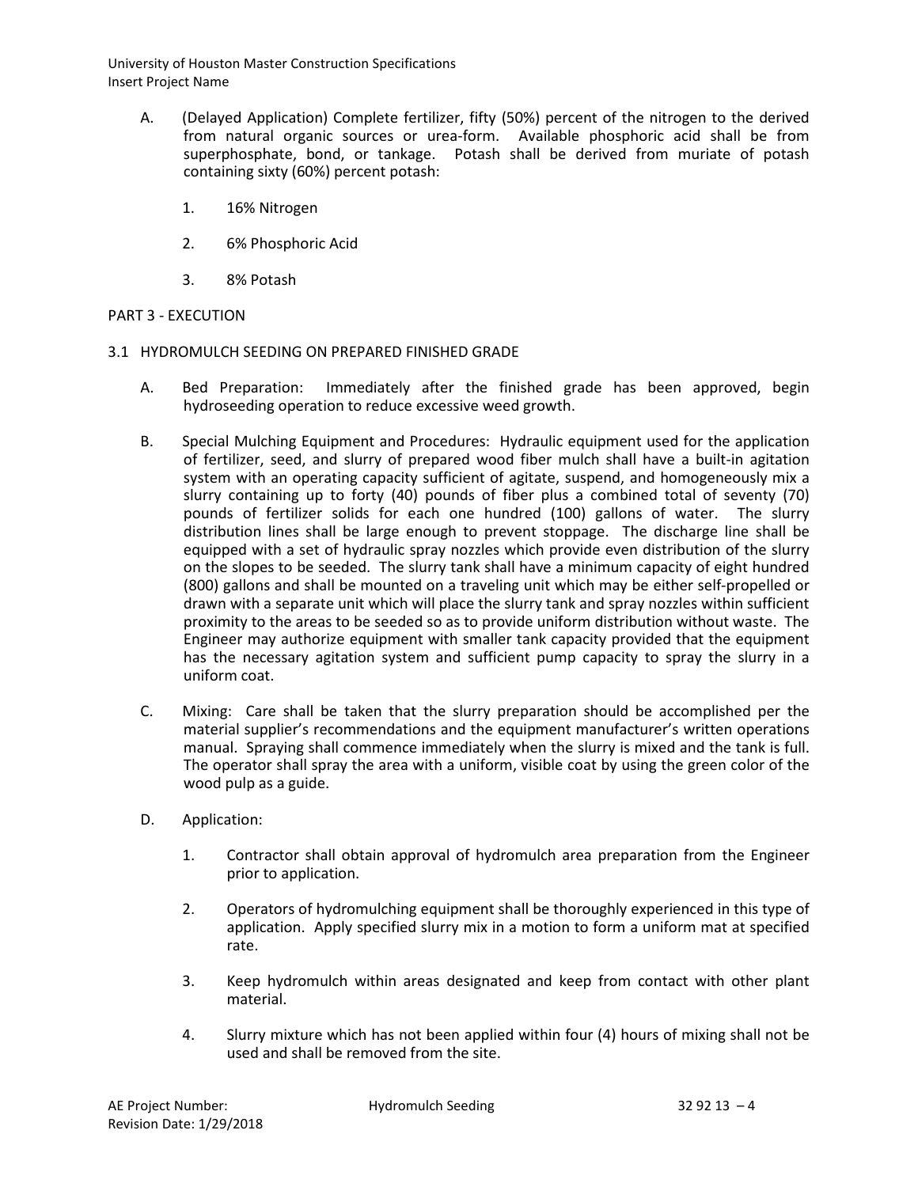A. (Delayed Application) Complete fertilizer, fifty (50%) percent of the nitrogen to the derived from natural organic sources or urea-form. Available phosphoric acid shall be from superphosphate, bond, or tankage. Potash shall be derived from muriate of potash containing sixty (60%) percent potash:

   1. 16% Nitrogen

   2. 6% Phosphoric Acid

   3. 8% Potash

## PART 3 - EXECUTION

### 3.1 HYDROMULCH SEEDING ON PREPARED FINISHED GRADE

A. Bed Preparation: Immediately after the finished grade has been approved, begin hydroseeding operation to reduce excessive weed growth.

B. Special Mulching Equipment and Procedures: Hydraulic equipment used for the application of fertilizer, seed, and slurry of prepared wood fiber mulch shall have a built-in agitation system with an operating capacity sufficient of agitate, suspend, and homogeneously mix a slurry containing up to forty (40) pounds of fiber plus a combined total of seventy (70) pounds of fertilizer solids for each one hundred (100) gallons of water. The slurry distribution lines shall be large enough to prevent stoppage. The discharge line shall be equipped with a set of hydraulic spray nozzles which provide even distribution of the slurry on the slopes to be seeded. The slurry tank shall have a minimum capacity of eight hundred (800) gallons and shall be mounted on a traveling unit which may be either self-propelled or drawn with a separate unit which will place the slurry tank and spray nozzles within sufficient proximity to the areas to be seeded so as to provide uniform distribution without waste. The Engineer may authorize equipment with smaller tank capacity provided that the equipment has the necessary agitation system and sufficient pump capacity to spray the slurry in a uniform coat.

C. Mixing: Care shall be taken that the slurry preparation should be accomplished per the material supplier's recommendations and the equipment manufacturer's written operations manual. Spraying shall commence immediately when the slurry is mixed and the tank is full. The operator shall spray the area with a uniform, visible coat by using the green color of the wood pulp as a guide.

D. Application:

   1. Contractor shall obtain approval of hydromulch area preparation from the Engineer prior to application.

   2. Operators of hydromulching equipment shall be thoroughly experienced in this type of application. Apply specified slurry mix in a motion to form a uniform mat at specified rate.

   3. Keep hydromulch within areas designated and keep from contact with other plant material.

   4. Slurry mixture which has not been applied within four (4) hours of mixing shall not be used and shall be removed from the site.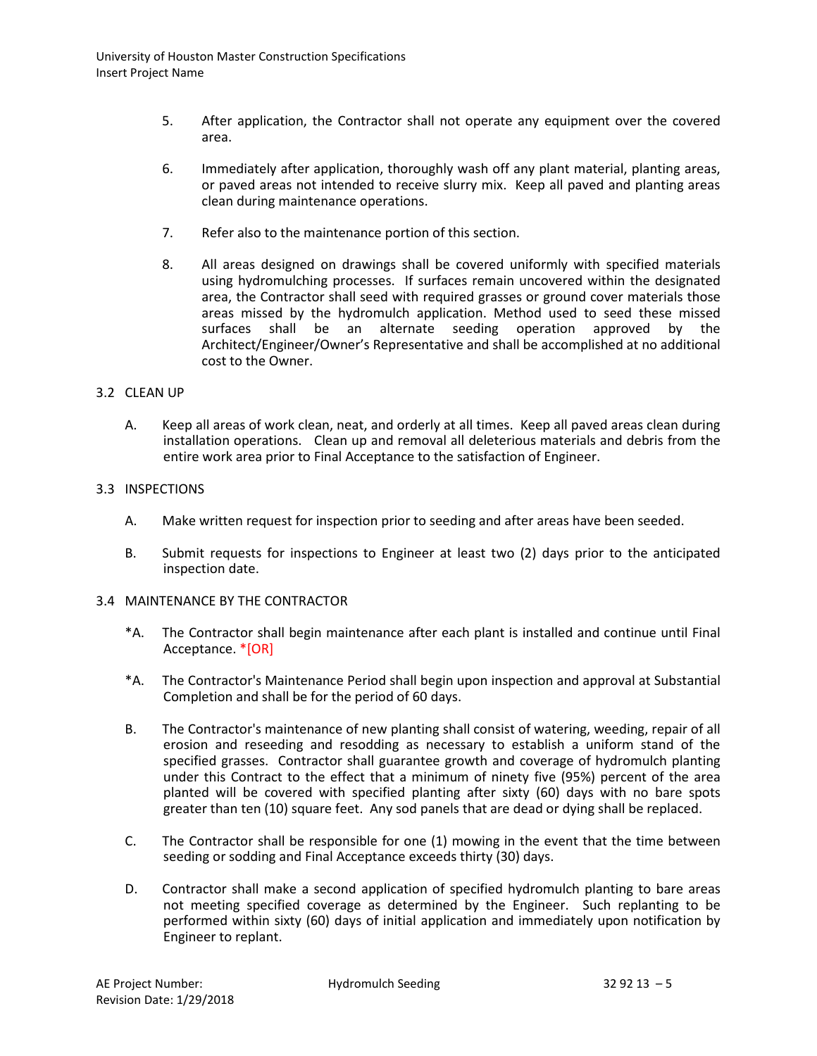5. After application, the Contractor shall not operate any equipment over the covered area.

6. Immediately after application, thoroughly wash off any plant material, planting areas, or paved areas not intended to receive slurry mix. Keep all paved and planting areas clean during maintenance operations.

7. Refer also to the maintenance portion of this section.

8. All areas designed on drawings shall be covered uniformly with specified materials using hydromulching processes. If surfaces remain uncovered within the designated area, the Contractor shall seed with required grasses or ground cover materials those areas missed by the hydromulch application. Method used to seed these missed surfaces shall be an alternate seeding operation approved by the Architect/Engineer/Owner's Representative and shall be accomplished at no additional cost to the Owner.

## 3.2 CLEAN UP

A. Keep all areas of work clean, neat, and orderly at all times. Keep all paved areas clean during installation operations. Clean up and removal all deleterious materials and debris from the entire work area prior to Final Acceptance to the satisfaction of Engineer.

## 3.3 INSPECTIONS

A. Make written request for inspection prior to seeding and after areas have been seeded.

B. Submit requests for inspections to Engineer at least two (2) days prior to the anticipated inspection date.

## 3.4 MAINTENANCE BY THE CONTRACTOR

*A. The Contractor shall begin maintenance after each plant is installed and continue until Final Acceptance. *[OR]

*A. The Contractor's Maintenance Period shall begin upon inspection and approval at Substantial Completion and shall be for the period of 60 days.

B. The Contractor's maintenance of new planting shall consist of watering, weeding, repair of all erosion and reseeding and resodding as necessary to establish a uniform stand of the specified grasses. Contractor shall guarantee growth and coverage of hydromulch planting under this Contract to the effect that a minimum of ninety five (95%) percent of the area planted will be covered with specified planting after sixty (60) days with no bare spots greater than ten (10) square feet. Any sod panels that are dead or dying shall be replaced.

C. The Contractor shall be responsible for one (1) mowing in the event that the time between seeding or sodding and Final Acceptance exceeds thirty (30) days.

D. Contractor shall make a second application of specified hydromulch planting to bare areas not meeting specified coverage as determined by the Engineer. Such replanting to be performed within sixty (60) days of initial application and immediately upon notification by Engineer to replant.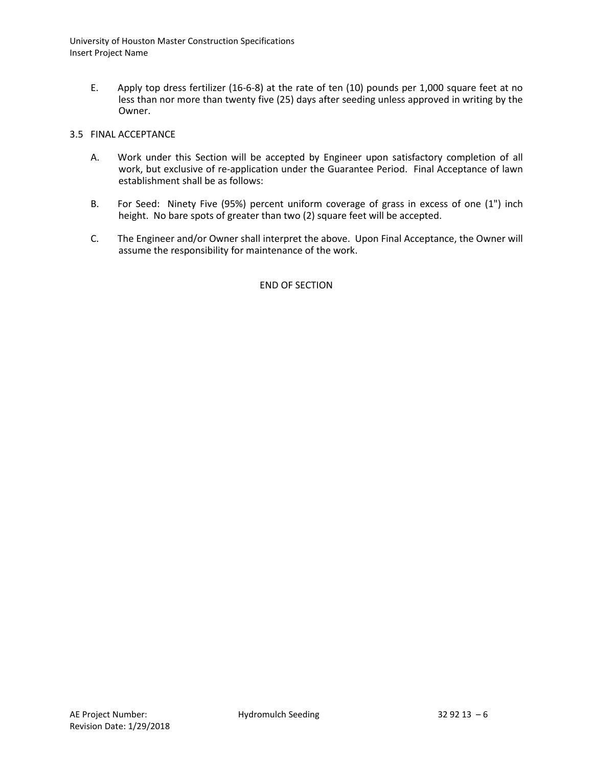E. Apply top dress fertilizer (16-6-8) at the rate of ten (10) pounds per 1,000 square feet at no less than nor more than twenty five (25) days after seeding unless approved in writing by the Owner.

### 3.5 FINAL ACCEPTANCE

A. Work under this Section will be accepted by Engineer upon satisfactory completion of all work, but exclusive of re-application under the Guarantee Period. Final Acceptance of lawn establishment shall be as follows:

B. For Seed: Ninety Five (95%) percent uniform coverage of grass in excess of one (1") inch height. No bare spots of greater than two (2) square feet will be accepted.

C. The Engineer and/or Owner shall interpret the above. Upon Final Acceptance, the Owner will assume the responsibility for maintenance of the work.

END OF SECTION